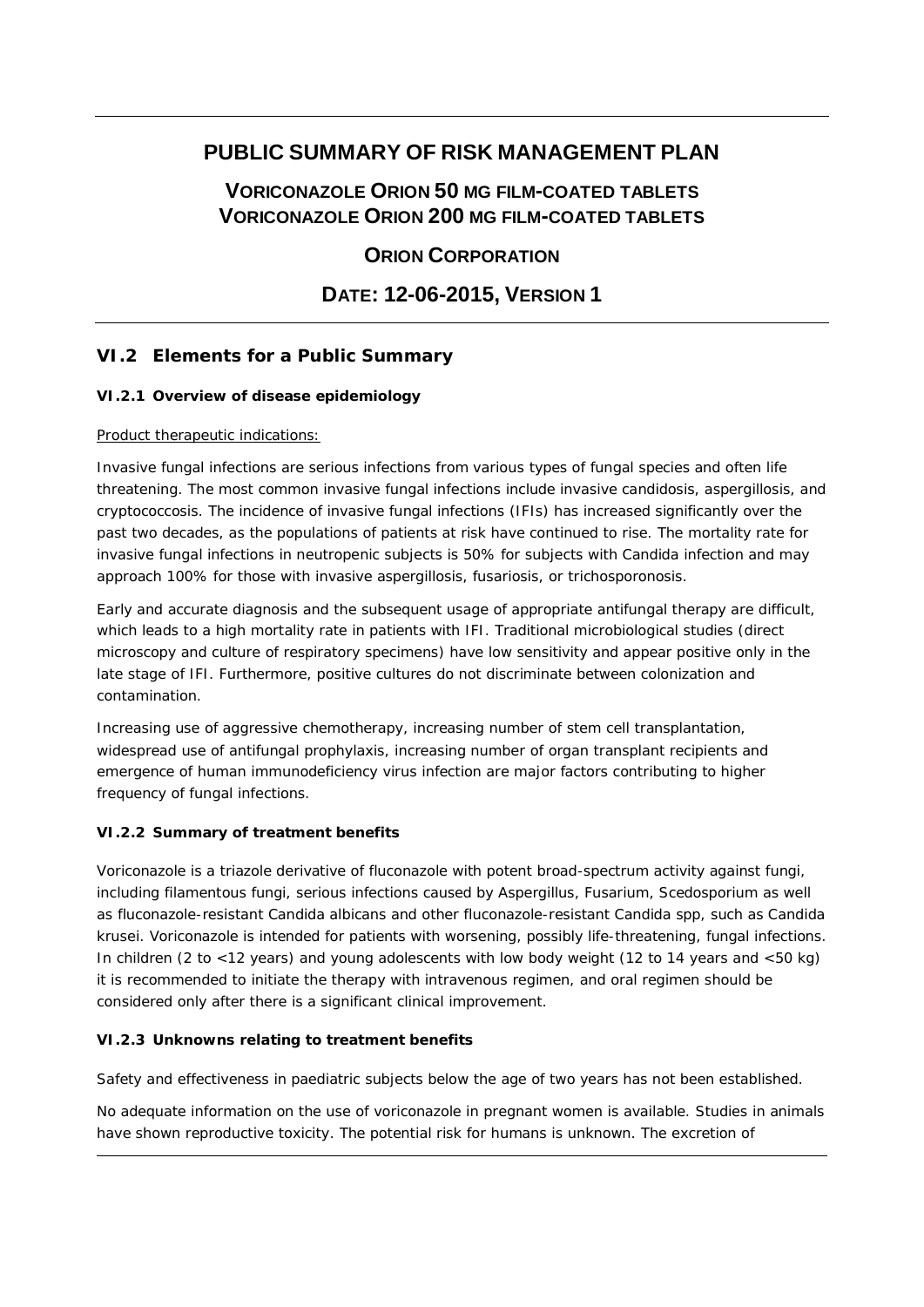# PUBLIC SUMMARY OF RISK MANAGEMENT PLAN

## VORICONAZOLE ORION 50 MG FILM-COATED TABLETS
## VORICONAZOLE ORION 200 MG FILM-COATED TABLETS

## ORION CORPORATION

## DATE: 12-06-2015, VERSION 1

## VI.2 Elements for a Public Summary

### VI.2.1 Overview of disease epidemiology

Product therapeutic indications:

Invasive fungal infections are serious infections from various types of fungal species and often life threatening. The most common invasive fungal infections include invasive candidosis, aspergillosis, and cryptococcosis. The incidence of invasive fungal infections (IFIs) has increased significantly over the past two decades, as the populations of patients at risk have continued to rise. The mortality rate for invasive fungal infections in neutropenic subjects is 50% for subjects with Candida infection and may approach 100% for those with invasive aspergillosis, fusariosis, or trichosporonosis.

Early and accurate diagnosis and the subsequent usage of appropriate antifungal therapy are difficult, which leads to a high mortality rate in patients with IFI. Traditional microbiological studies (direct microscopy and culture of respiratory specimens) have low sensitivity and appear positive only in the late stage of IFI. Furthermore, positive cultures do not discriminate between colonization and contamination.

Increasing use of aggressive chemotherapy, increasing number of stem cell transplantation, widespread use of antifungal prophylaxis, increasing number of organ transplant recipients and emergence of human immunodeficiency virus infection are major factors contributing to higher frequency of fungal infections.

### VI.2.2 Summary of treatment benefits

Voriconazole is a triazole derivative of fluconazole with potent broad-spectrum activity against fungi, including filamentous fungi, serious infections caused by Aspergillus, Fusarium, Scedosporium as well as fluconazole-resistant Candida albicans and other fluconazole-resistant Candida spp, such as Candida krusei. Voriconazole is intended for patients with worsening, possibly life-threatening, fungal infections. In children (2 to <12 years) and young adolescents with low body weight (12 to 14 years and <50 kg) it is recommended to initiate the therapy with intravenous regimen, and oral regimen should be considered only after there is a significant clinical improvement.

### VI.2.3 Unknowns relating to treatment benefits

Safety and effectiveness in paediatric subjects below the age of two years has not been established.

No adequate information on the use of voriconazole in pregnant women is available. Studies in animals have shown reproductive toxicity. The potential risk for humans is unknown. The excretion of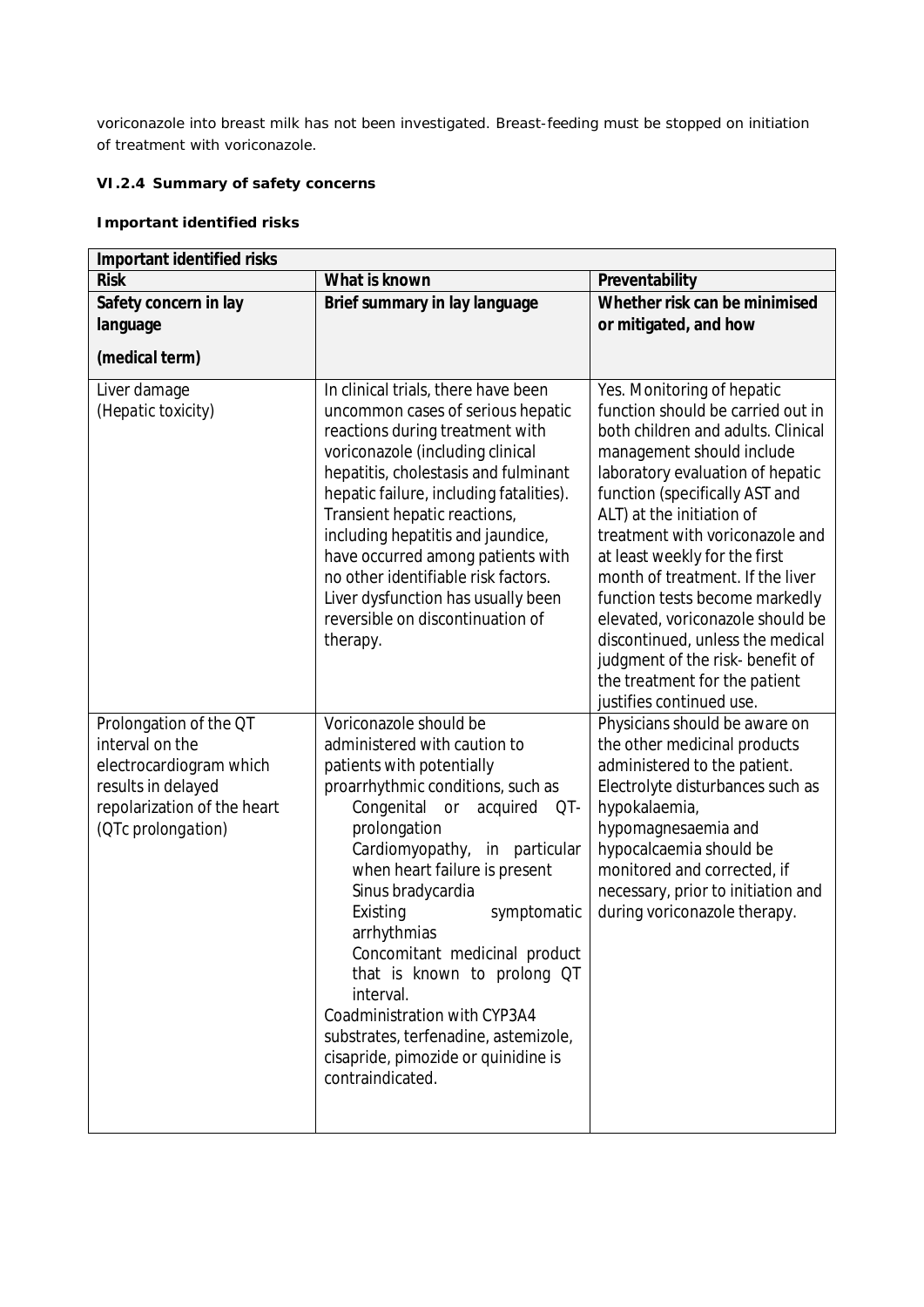voriconazole into breast milk has not been investigated. Breast-feeding must be stopped on initiation of treatment with voriconazole.

### VI.2.4 Summary of safety concerns

#### Important identified risks

| Important identified risks | | |
|---|---|---|
| **Risk** | **What is known** | **Preventability** |
| **Safety concern in lay language**<br><br>**(medical term)** | **Brief summary in lay language** | **Whether risk can be minimised or mitigated, and how** |
| Liver damage<br>(Hepatic toxicity) | In clinical trials, there have been uncommon cases of serious hepatic reactions during treatment with voriconazole (including clinical hepatitis, cholestasis and fulminant hepatic failure, including fatalities). Transient hepatic reactions, including hepatitis and jaundice, have occurred among patients with no other identifiable risk factors. Liver dysfunction has usually been reversible on discontinuation of therapy. | Yes. Monitoring of hepatic function should be carried out in both children and adults. Clinical management should include laboratory evaluation of hepatic function (specifically AST and ALT) at the initiation of treatment with voriconazole and at least weekly for the first month of treatment. If the liver function tests become markedly elevated, voriconazole should be discontinued, unless the medical judgment of the risk- benefit of the treatment for the patient justifies continued use. |
| Prolongation of the QT interval on the electrocardiogram which results in delayed repolarization of the heart<br>(QTc prolongation) | Voriconazole should be administered with caution to patients with potentially proarrhythmic conditions, such as<br>Congenital or acquired QT-prolongation<br>Cardiomyopathy, in particular when heart failure is present<br>Sinus bradycardia<br>Existing symptomatic arrhythmias<br>Concomitant medicinal product that is known to prolong QT interval.<br>Coadministration with CYP3A4 substrates, terfenadine, astemizole, cisapride, pimozide or quinidine is contraindicated. | Physicians should be aware on the other medicinal products administered to the patient. Electrolyte disturbances such as hypokalaemia, hypomagnesaemia and hypocalcaemia should be monitored and corrected, if necessary, prior to initiation and during voriconazole therapy. |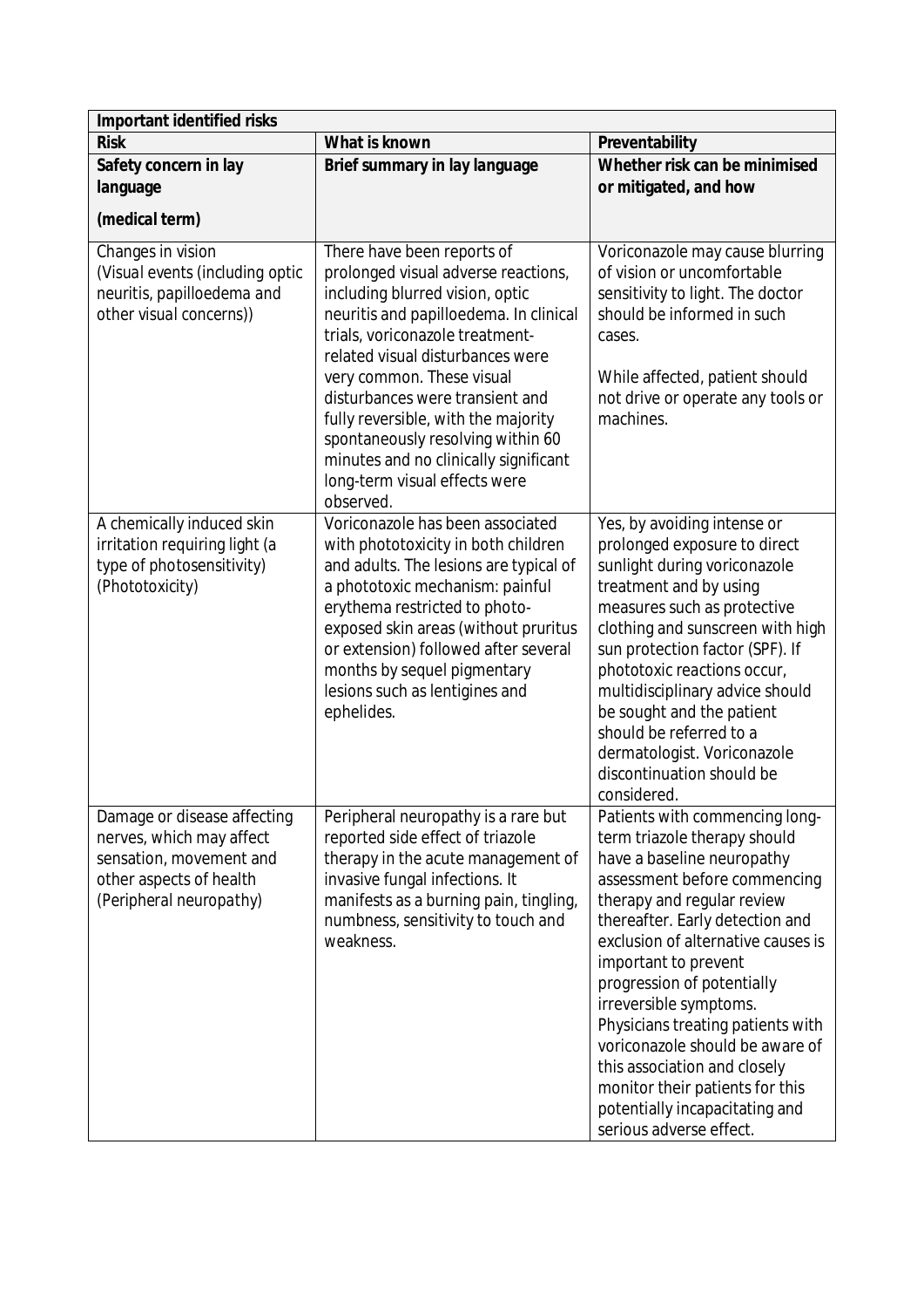| Important identified risks | | |
|---|---|---|
| **Risk** | **What is known** | **Preventability** |
| **Safety concern in lay language**<br><br>**(medical term)** | **Brief summary in lay language** | **Whether risk can be minimised or mitigated, and how** |
| Changes in vision (Visual events (including optic neuritis, papilloedema and other visual concerns)) | There have been reports of prolonged visual adverse reactions, including blurred vision, optic neuritis and papilloedema. In clinical trials, voriconazole treatment-related visual disturbances were very common. These visual disturbances were transient and fully reversible, with the majority spontaneously resolving within 60 minutes and no clinically significant long-term visual effects were observed. | Voriconazole may cause blurring of vision or uncomfortable sensitivity to light. The doctor should be informed in such cases.<br><br>While affected, patient should not drive or operate any tools or machines. |
| A chemically induced skin irritation requiring light (a type of photosensitivity) (Phototoxicity) | Voriconazole has been associated with phototoxicity in both children and adults. The lesions are typical of a phototoxic mechanism: painful erythema restricted to photo-exposed skin areas (without pruritus or extension) followed after several months by sequel pigmentary lesions such as lentigines and ephelides. | Yes, by avoiding intense or prolonged exposure to direct sunlight during voriconazole treatment and by using measures such as protective clothing and sunscreen with high sun protection factor (SPF). If phototoxic reactions occur, multidisciplinary advice should be sought and the patient should be referred to a dermatologist. Voriconazole discontinuation should be considered. |
| Damage or disease affecting nerves, which may affect sensation, movement and other aspects of health (Peripheral neuropathy) | Peripheral neuropathy is a rare but reported side effect of triazole therapy in the acute management of invasive fungal infections. It manifests as a burning pain, tingling, numbness, sensitivity to touch and weakness. | Patients with commencing long-term triazole therapy should have a baseline neuropathy assessment before commencing therapy and regular review thereafter. Early detection and exclusion of alternative causes is important to prevent progression of potentially irreversible symptoms. Physicians treating patients with voriconazole should be aware of this association and closely monitor their patients for this potentially incapacitating and serious adverse effect. |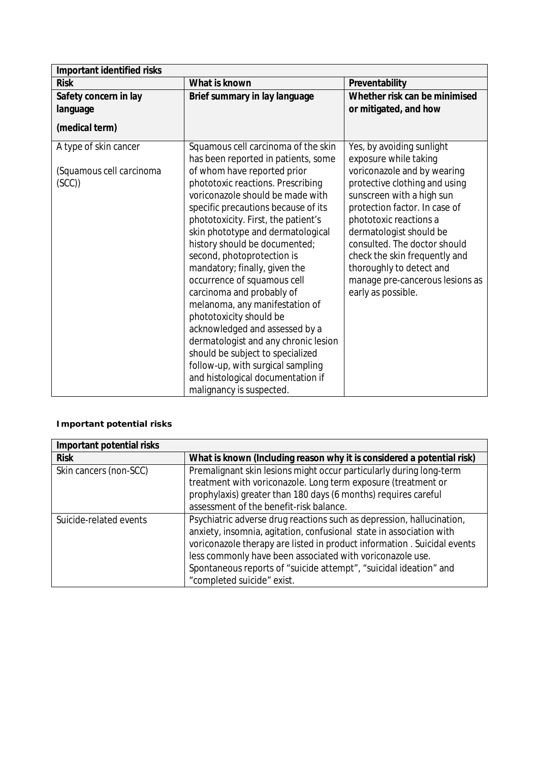| Important identified risks | | |
|---|---|---|
| **Risk** | **What is known** | **Preventability** |
| **Safety concern in lay language**<br><br>**(medical term)** | **Brief summary in lay language** | **Whether risk can be minimised or mitigated, and how** |
| A type of skin cancer<br><br>(Squamous cell carcinoma (SCC)) | Squamous cell carcinoma of the skin has been reported in patients, some of whom have reported prior phototoxic reactions. Prescribing voriconazole should be made with specific precautions because of its phototoxicity. First, the patient's skin phototype and dermatological history should be documented; second, photoprotection is mandatory; finally, given the occurrence of squamous cell carcinoma and probably of melanoma, any manifestation of phototoxicity should be acknowledged and assessed by a dermatologist and any chronic lesion should be subject to specialized follow-up, with surgical sampling and histological documentation if malignancy is suspected. | Yes, by avoiding sunlight exposure while taking voriconazole and by wearing protective clothing and using sunscreen with a high sun protection factor. In case of phototoxic reactions a dermatologist should be consulted. The doctor should check the skin frequently and thoroughly to detect and manage pre-cancerous lesions as early as possible. |

**Important potential risks**

| Important potential risks | |
|---|---|
| **Risk** | **What is known (Including reason why it is considered a potential risk)** |
| Skin cancers (non-SCC) | Premalignant skin lesions might occur particularly during long-term treatment with voriconazole. Long term exposure (treatment or prophylaxis) greater than 180 days (6 months) requires careful assessment of the benefit-risk balance. |
| Suicide-related events | Psychiatric adverse drug reactions such as depression, hallucination, anxiety, insomnia, agitation, confusional state in association with voriconazole therapy are listed in product information . Suicidal events less commonly have been associated with voriconazole use. Spontaneous reports of "suicide attempt", "suicidal ideation" and "completed suicide" exist. |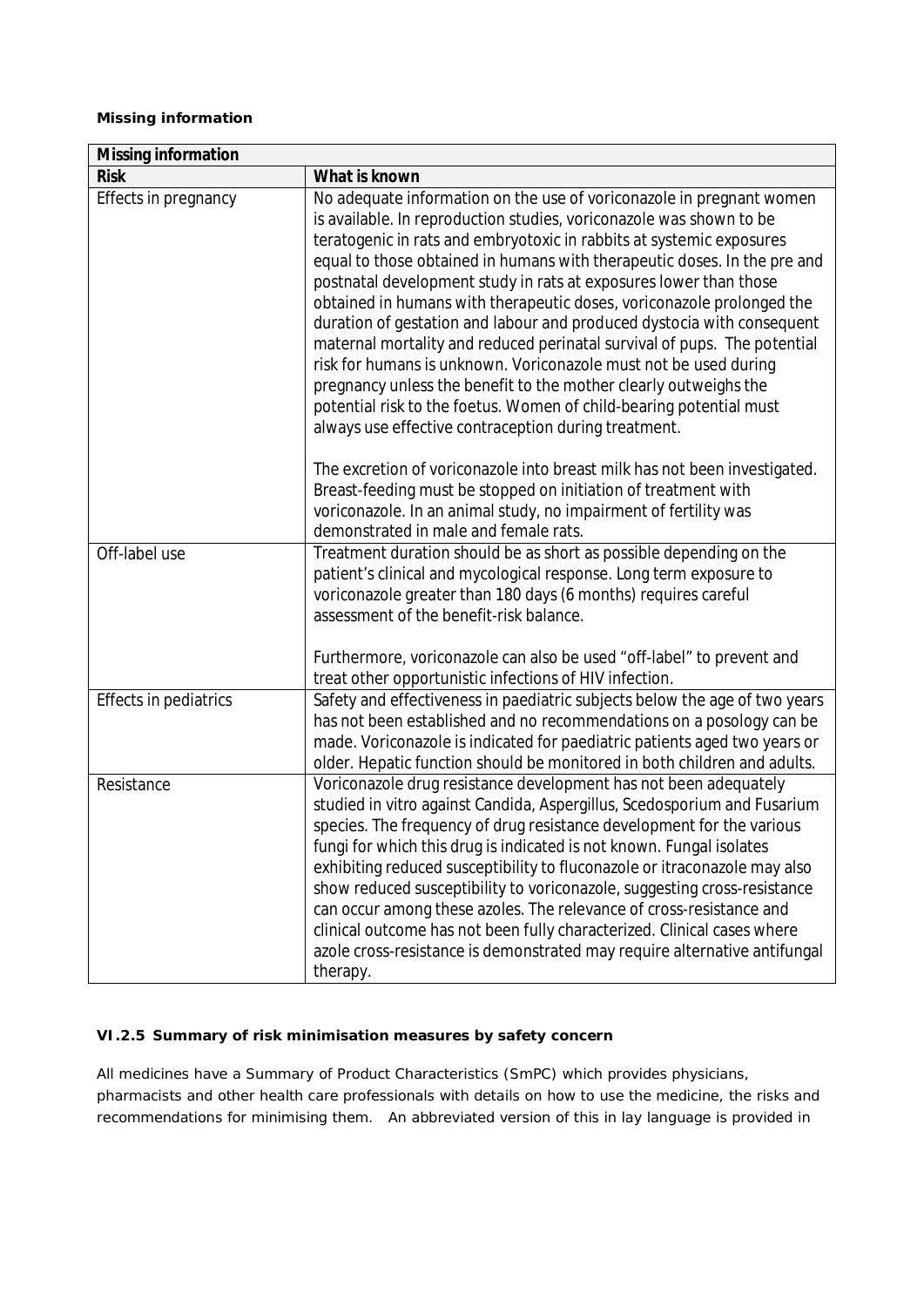**Missing information**

| Missing information | |
|---|---|
| **Risk** | **What is known** |
| Effects in pregnancy | No adequate information on the use of voriconazole in pregnant women is available. In reproduction studies, voriconazole was shown to be teratogenic in rats and embryotoxic in rabbits at systemic exposures equal to those obtained in humans with therapeutic doses. In the pre and postnatal development study in rats at exposures lower than those obtained in humans with therapeutic doses, voriconazole prolonged the duration of gestation and labour and produced dystocia with consequent maternal mortality and reduced perinatal survival of pups. The potential risk for humans is unknown. Voriconazole must not be used during pregnancy unless the benefit to the mother clearly outweighs the potential risk to the foetus. Women of child-bearing potential must always use effective contraception during treatment.<br><br>The excretion of voriconazole into breast milk has not been investigated. Breast-feeding must be stopped on initiation of treatment with voriconazole. In an animal study, no impairment of fertility was demonstrated in male and female rats. |
| Off-label use | Treatment duration should be as short as possible depending on the patient's clinical and mycological response. Long term exposure to voriconazole greater than 180 days (6 months) requires careful assessment of the benefit-risk balance.<br><br>Furthermore, voriconazole can also be used "off-label" to prevent and treat other opportunistic infections of HIV infection. |
| Effects in pediatrics | Safety and effectiveness in paediatric subjects below the age of two years has not been established and no recommendations on a posology can be made. Voriconazole is indicated for paediatric patients aged two years or older. Hepatic function should be monitored in both children and adults. |
| Resistance | Voriconazole drug resistance development has not been adequately studied in vitro against Candida, Aspergillus, Scedosporium and Fusarium species. The frequency of drug resistance development for the various fungi for which this drug is indicated is not known. Fungal isolates exhibiting reduced susceptibility to fluconazole or itraconazole may also show reduced susceptibility to voriconazole, suggesting cross-resistance can occur among these azoles. The relevance of cross-resistance and clinical outcome has not been fully characterized. Clinical cases where azole cross-resistance is demonstrated may require alternative antifungal therapy. |

### VI.2.5 Summary of risk minimisation measures by safety concern

All medicines have a Summary of Product Characteristics (SmPC) which provides physicians, pharmacists and other health care professionals with details on how to use the medicine, the risks and recommendations for minimising them. An abbreviated version of this in lay language is provided in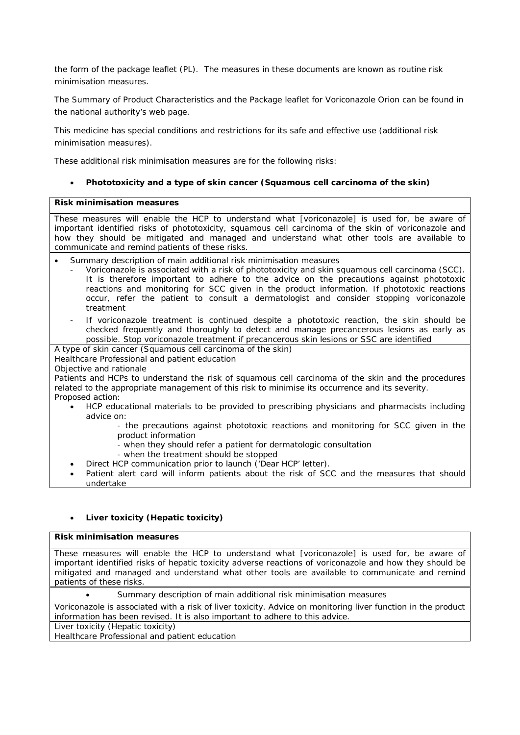the form of the package leaflet (PL). The measures in these documents are known as routine risk minimisation measures.

The Summary of Product Characteristics and the Package leaflet for Voriconazole Orion can be found in the national authority's web page.

This medicine has special conditions and restrictions for its safe and effective use (additional risk minimisation measures).

These additional risk minimisation measures are for the following risks:

- **Phototoxicity and a type of skin cancer (Squamous cell carcinoma of the skin)**

| **Risk minimisation measures** |
|---|
| These measures will enable the HCP to understand what [voriconazole] is used for, be aware of important identified risks of phototoxicity, squamous cell carcinoma of the skin of voriconazole and how they should be mitigated and managed and understand what other tools are available to communicate and remind patients of these risks. |
| • Summary description of main additional risk minimisation measures<br>- Voriconazole is associated with a risk of phototoxicity and skin squamous cell carcinoma (SCC). It is therefore important to adhere to the advice on the precautions against phototoxic reactions and monitoring for SCC given in the product information. If phototoxic reactions occur, refer the patient to consult a dermatologist and consider stopping voriconazole treatment<br>- If voriconazole treatment is continued despite a phototoxic reaction, the skin should be checked frequently and thoroughly to detect and manage precancerous lesions as early as possible. Stop voriconazole treatment if precancerous skin lesions or SSC are identified |
| A type of skin cancer (Squamous cell carcinoma of the skin)<br>Healthcare Professional and patient education<br>Objective and rationale<br>Patients and HCPs to understand the risk of squamous cell carcinoma of the skin and the procedures related to the appropriate management of this risk to minimise its occurrence and its severity.<br>Proposed action:<br>• HCP educational materials to be provided to prescribing physicians and pharmacists including advice on:<br>- the precautions against phototoxic reactions and monitoring for SCC given in the product information<br>- when they should refer a patient for dermatologic consultation<br>- when the treatment should be stopped<br>• Direct HCP communication prior to launch ('Dear HCP' letter).<br>• Patient alert card will inform patients about the risk of SCC and the measures that should undertake |

- **Liver toxicity (Hepatic toxicity)**

| **Risk minimisation measures** |
|---|
| These measures will enable the HCP to understand what [voriconazole] is used for, be aware of important identified risks of hepatic toxicity adverse reactions of voriconazole and how they should be mitigated and managed and understand what other tools are available to communicate and remind patients of these risks. |
| • Summary description of main additional risk minimisation measures<br>Voriconazole is associated with a risk of liver toxicity. Advice on monitoring liver function in the product information has been revised. It is also important to adhere to this advice. |
| Liver toxicity (Hepatic toxicity)<br>Healthcare Professional and patient education |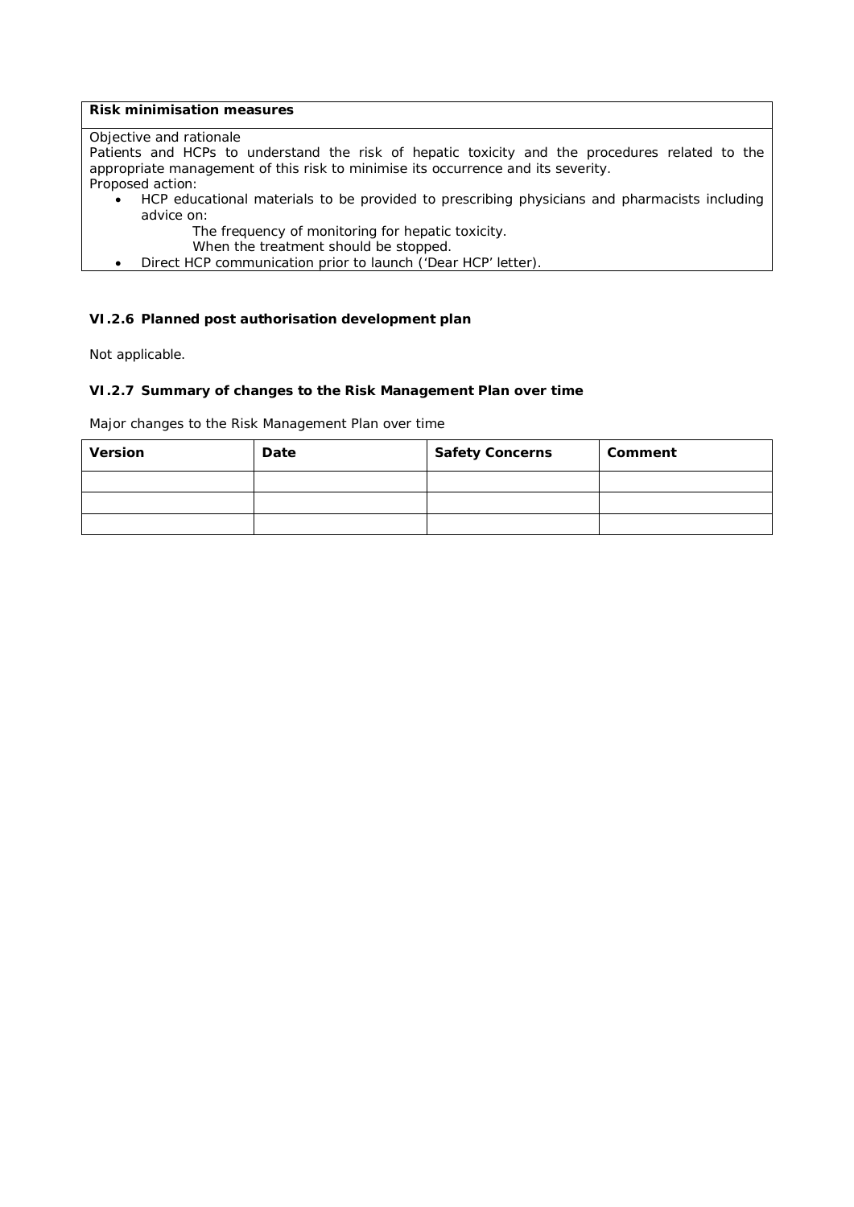| Risk minimisation measures |
|---|
| Objective and rationale<br>Patients and HCPs to understand the risk of hepatic toxicity and the procedures related to the appropriate management of this risk to minimise its occurrence and its severity.<br>Proposed action:<br>• HCP educational materials to be provided to prescribing physicians and pharmacists including advice on:<br>The frequency of monitoring for hepatic toxicity.<br>When the treatment should be stopped.<br>• Direct HCP communication prior to launch ('Dear HCP' letter). |

### VI.2.6 Planned post authorisation development plan

Not applicable.

### VI.2.7 Summary of changes to the Risk Management Plan over time

Major changes to the Risk Management Plan over time

| Version | Date | Safety Concerns | Comment |
|---|---|---|---|
| | | | |
| | | | |
| | | | |